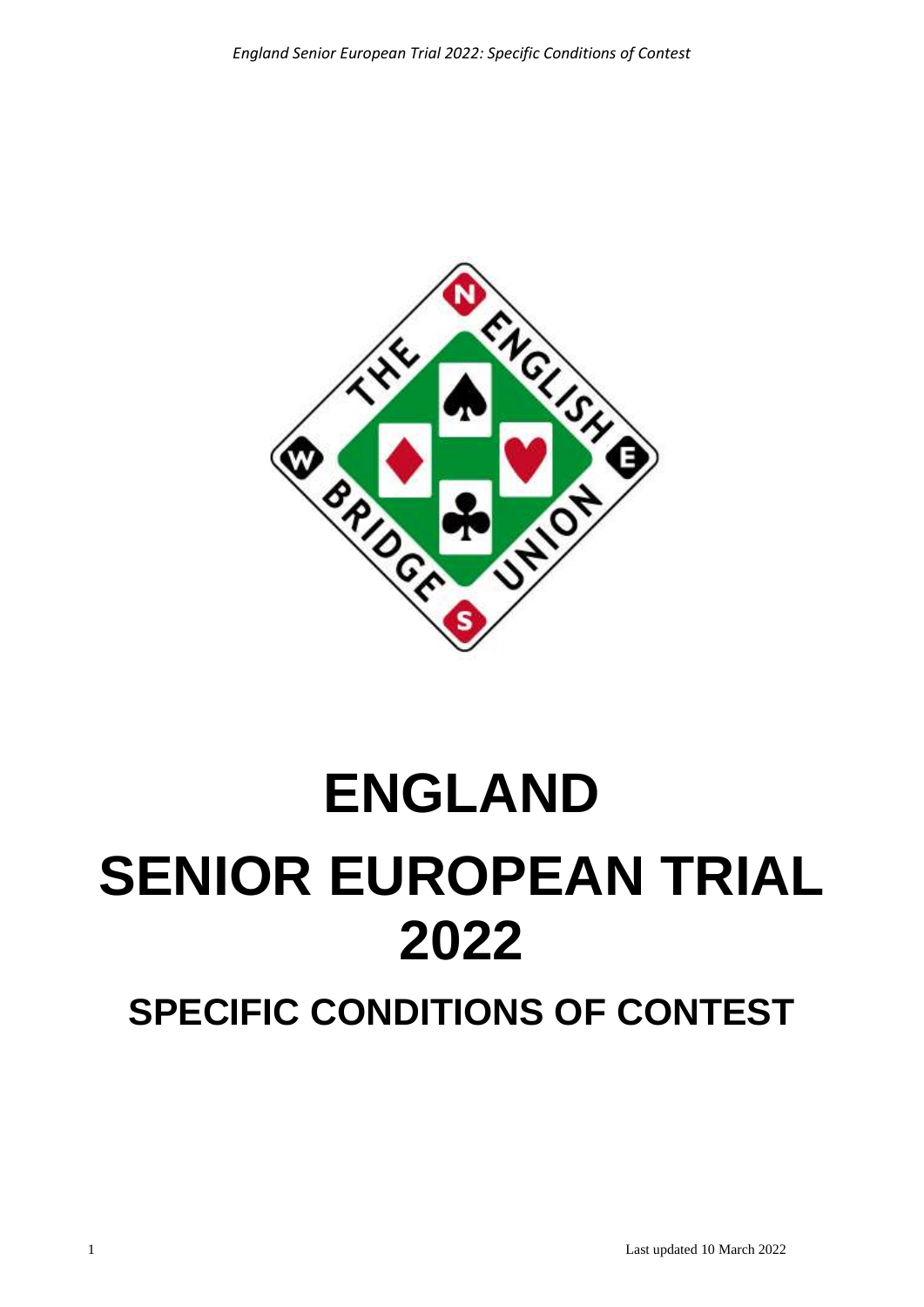# ENGLAND

# SENIOR EUROPEAN TRIAL 2022

## SPECIFIC CONDITIONS OF CONTEST

Last updated 10 March 2022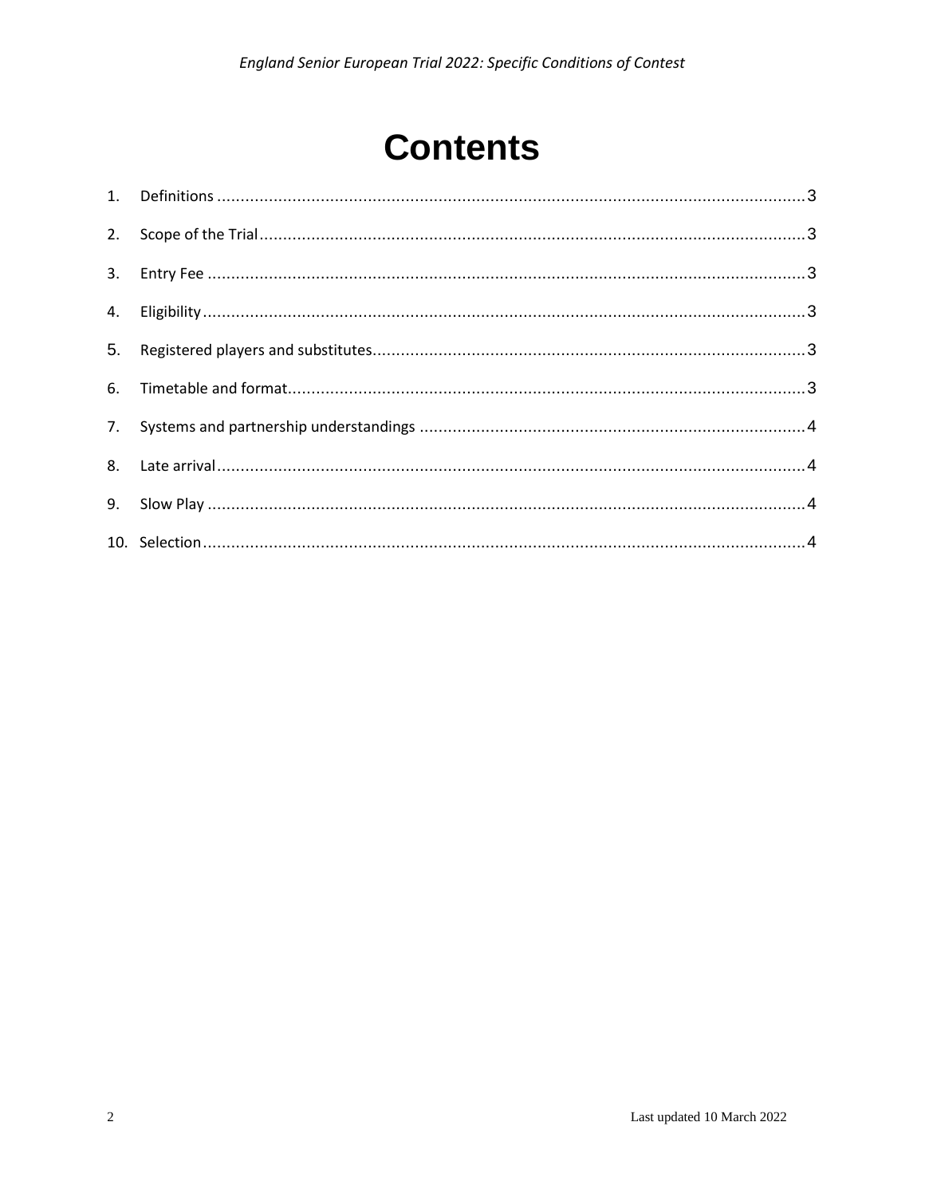# Contents

1. Definitions ....................................................................................................................... 3
2. Scope of the Trial .............................................................................................................. 3
3. Entry Fee .......................................................................................................................... 3
4. Eligibility ........................................................................................................................... 3
5. Registered players and substitutes ....................................................................................... 3
6. Timetable and format .......................................................................................................... 3
7. Systems and partnership understandings .............................................................................. 4
8. Late arrival ........................................................................................................................ 4
9. Slow Play .......................................................................................................................... 4
10. Selection ........................................................................................................................... 4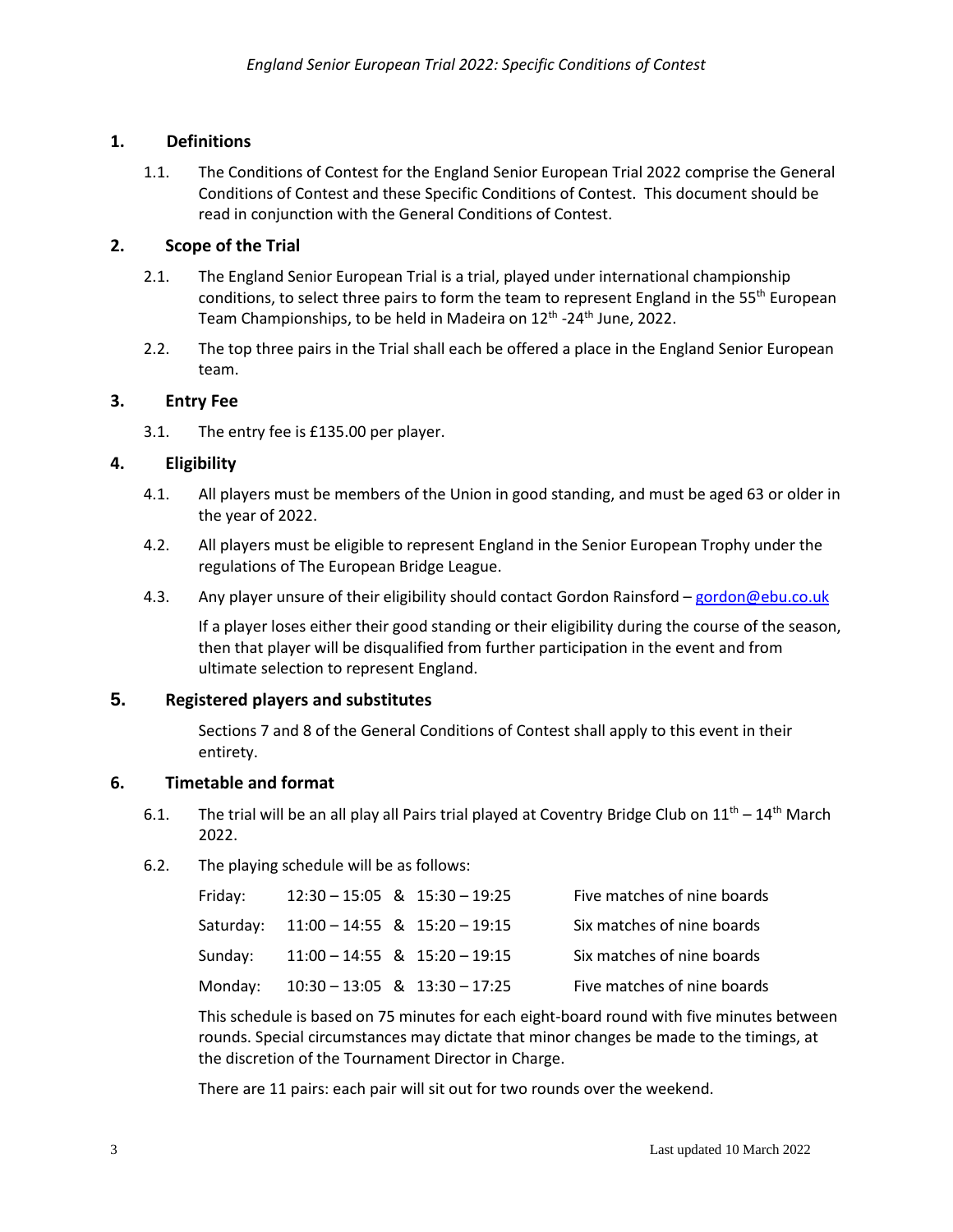## 1. Definitions

1.1. The Conditions of Contest for the England Senior European Trial 2022 comprise the General Conditions of Contest and these Specific Conditions of Contest. This document should be read in conjunction with the General Conditions of Contest.

## 2. Scope of the Trial

2.1. The England Senior European Trial is a trial, played under international championship conditions, to select three pairs to form the team to represent England in the 55th European Team Championships, to be held in Madeira on 12th -24th June, 2022.

2.2. The top three pairs in the Trial shall each be offered a place in the England Senior European team.

## 3. Entry Fee

3.1. The entry fee is £135.00 per player.

## 4. Eligibility

4.1. All players must be members of the Union in good standing, and must be aged 63 or older in the year of 2022.

4.2. All players must be eligible to represent England in the Senior European Trophy under the regulations of The European Bridge League.

4.3. Any player unsure of their eligibility should contact Gordon Rainsford – gordon@ebu.co.uk

If a player loses either their good standing or their eligibility during the course of the season, then that player will be disqualified from further participation in the event and from ultimate selection to represent England.

## 5. Registered players and substitutes

Sections 7 and 8 of the General Conditions of Contest shall apply to this event in their entirety.

## 6. Timetable and format

6.1. The trial will be an all play all Pairs trial played at Coventry Bridge Club on 11th – 14th March 2022.

6.2. The playing schedule will be as follows:

| | | |
|---|---|---|
| Friday: | 12:30 – 15:05 & 15:30 – 19:25 | Five matches of nine boards |
| Saturday: | 11:00 – 14:55 & 15:20 – 19:15 | Six matches of nine boards |
| Sunday: | 11:00 – 14:55 & 15:20 – 19:15 | Six matches of nine boards |
| Monday: | 10:30 – 13:05 & 13:30 – 17:25 | Five matches of nine boards |

This schedule is based on 75 minutes for each eight-board round with five minutes between rounds. Special circumstances may dictate that minor changes be made to the timings, at the discretion of the Tournament Director in Charge.

There are 11 pairs: each pair will sit out for two rounds over the weekend.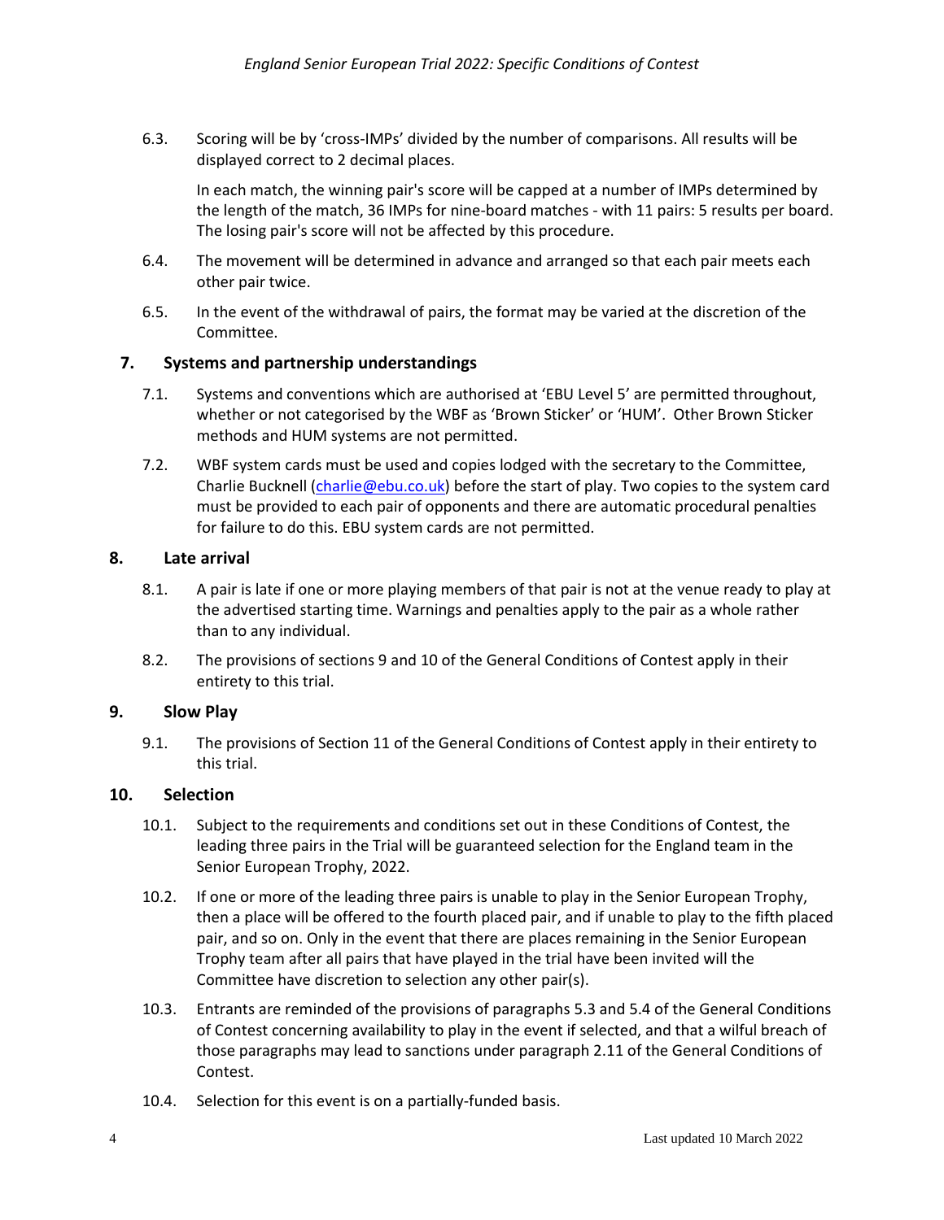6.3. Scoring will be by 'cross-IMPs' divided by the number of comparisons. All results will be displayed correct to 2 decimal places.

In each match, the winning pair's score will be capped at a number of IMPs determined by the length of the match, 36 IMPs for nine-board matches - with 11 pairs: 5 results per board. The losing pair's score will not be affected by this procedure.

6.4. The movement will be determined in advance and arranged so that each pair meets each other pair twice.

6.5. In the event of the withdrawal of pairs, the format may be varied at the discretion of the Committee.

## 7. Systems and partnership understandings

7.1. Systems and conventions which are authorised at 'EBU Level 5' are permitted throughout, whether or not categorised by the WBF as 'Brown Sticker' or 'HUM'. Other Brown Sticker methods and HUM systems are not permitted.

7.2. WBF system cards must be used and copies lodged with the secretary to the Committee, Charlie Bucknell (charlie@ebu.co.uk) before the start of play. Two copies to the system card must be provided to each pair of opponents and there are automatic procedural penalties for failure to do this. EBU system cards are not permitted.

## 8. Late arrival

8.1. A pair is late if one or more playing members of that pair is not at the venue ready to play at the advertised starting time. Warnings and penalties apply to the pair as a whole rather than to any individual.

8.2. The provisions of sections 9 and 10 of the General Conditions of Contest apply in their entirety to this trial.

## 9. Slow Play

9.1. The provisions of Section 11 of the General Conditions of Contest apply in their entirety to this trial.

## 10. Selection

10.1. Subject to the requirements and conditions set out in these Conditions of Contest, the leading three pairs in the Trial will be guaranteed selection for the England team in the Senior European Trophy, 2022.

10.2. If one or more of the leading three pairs is unable to play in the Senior European Trophy, then a place will be offered to the fourth placed pair, and if unable to play to the fifth placed pair, and so on. Only in the event that there are places remaining in the Senior European Trophy team after all pairs that have played in the trial have been invited will the Committee have discretion to selection any other pair(s).

10.3. Entrants are reminded of the provisions of paragraphs 5.3 and 5.4 of the General Conditions of Contest concerning availability to play in the event if selected, and that a wilful breach of those paragraphs may lead to sanctions under paragraph 2.11 of the General Conditions of Contest.

10.4. Selection for this event is on a partially-funded basis.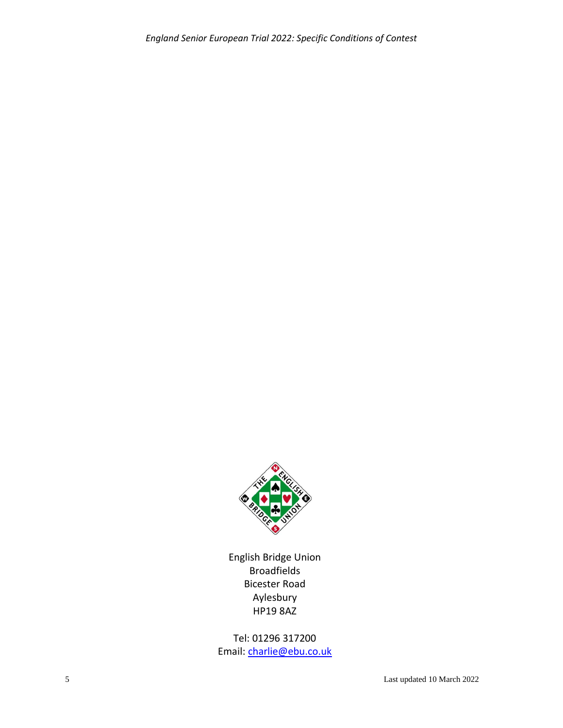English Bridge Union
Broadfields
Bicester Road
Aylesbury
HP19 8AZ

Tel: 01296 317200
Email: [charlie@ebu.co.uk](mailto:charlie@ebu.co.uk)